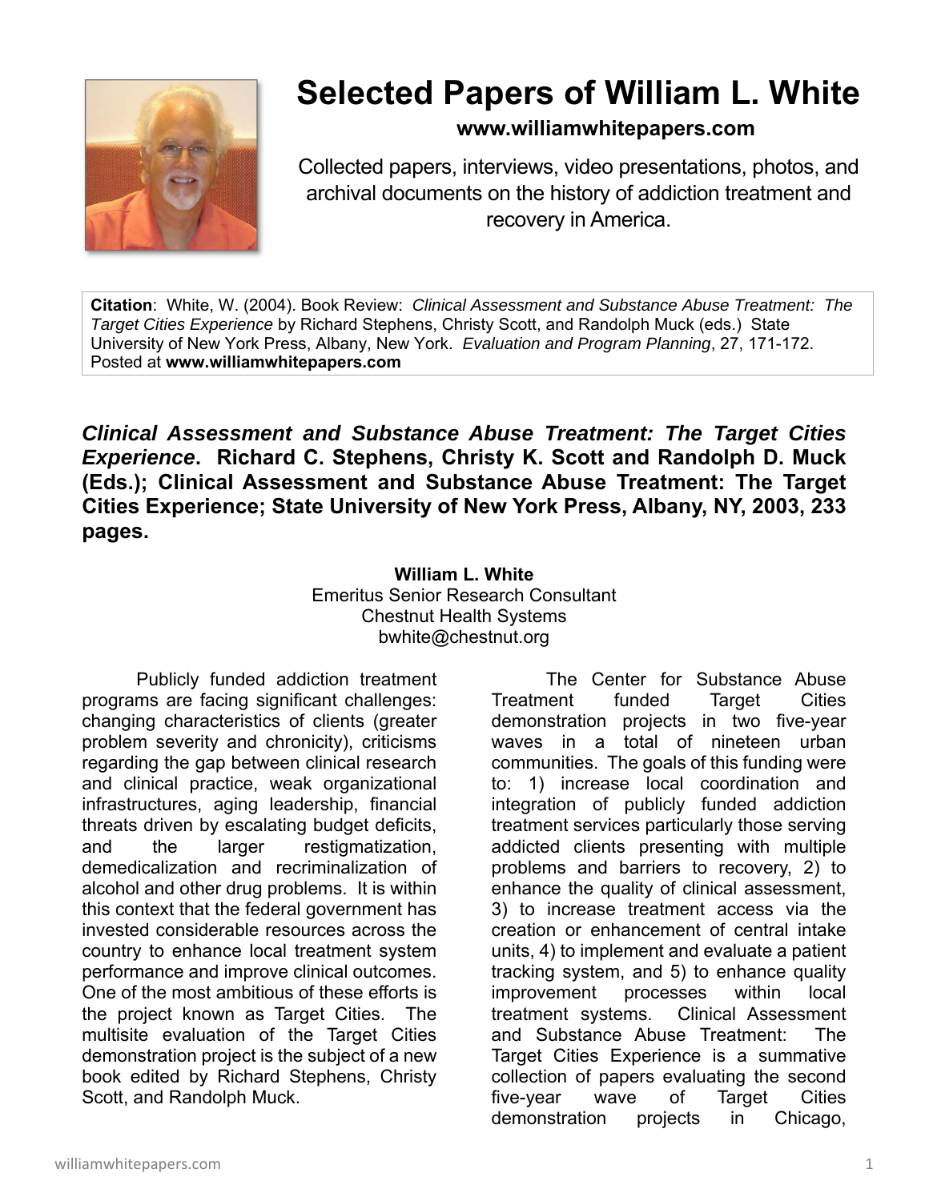# Selected Papers of William L. White

**www.williamwhitepapers.com**

Collected papers, interviews, video presentations, photos, and archival documents on the history of addiction treatment and recovery in America.

**Citation**: White, W. (2004). Book Review: *Clinical Assessment and Substance Abuse Treatment: The Target Cities Experience* by Richard Stephens, Christy Scott, and Randolph Muck (eds.) State University of New York Press, Albany, New York. *Evaluation and Program Planning*, 27, 171-172. Posted at **www.williamwhitepapers.com**

***Clinical Assessment and Substance Abuse Treatment: The Target Cities Experience*. Richard C. Stephens, Christy K. Scott and Randolph D. Muck (Eds.); Clinical Assessment and Substance Abuse Treatment: The Target Cities Experience; State University of New York Press, Albany, NY, 2003, 233 pages.**

**William L. White**
Emeritus Senior Research Consultant
Chestnut Health Systems
bwhite@chestnut.org

Publicly funded addiction treatment programs are facing significant challenges: changing characteristics of clients (greater problem severity and chronicity), criticisms regarding the gap between clinical research and clinical practice, weak organizational infrastructures, aging leadership, financial threats driven by escalating budget deficits, and the larger restigmatization, demedicalization and recriminalization of alcohol and other drug problems. It is within this context that the federal government has invested considerable resources across the country to enhance local treatment system performance and improve clinical outcomes. One of the most ambitious of these efforts is the project known as Target Cities. The multisite evaluation of the Target Cities demonstration project is the subject of a new book edited by Richard Stephens, Christy Scott, and Randolph Muck.

The Center for Substance Abuse Treatment funded Target Cities demonstration projects in two five-year waves in a total of nineteen urban communities. The goals of this funding were to: 1) increase local coordination and integration of publicly funded addiction treatment services particularly those serving addicted clients presenting with multiple problems and barriers to recovery, 2) to enhance the quality of clinical assessment, 3) to increase treatment access via the creation or enhancement of central intake units, 4) to implement and evaluate a patient tracking system, and 5) to enhance quality improvement processes within local treatment systems. Clinical Assessment and Substance Abuse Treatment: The Target Cities Experience is a summative collection of papers evaluating the second five-year wave of Target Cities demonstration projects in Chicago,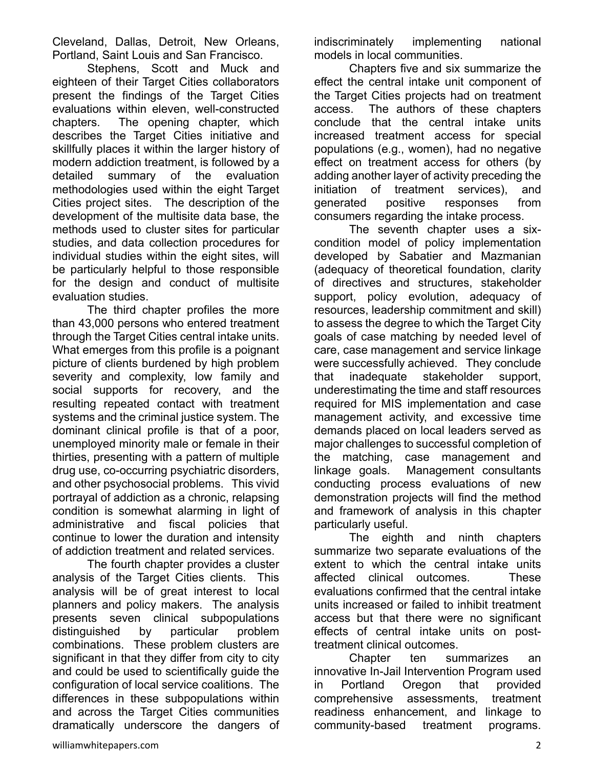Cleveland, Dallas, Detroit, New Orleans, Portland, Saint Louis and San Francisco.

Stephens, Scott and Muck and eighteen of their Target Cities collaborators present the findings of the Target Cities evaluations within eleven, well-constructed chapters. The opening chapter, which describes the Target Cities initiative and skillfully places it within the larger history of modern addiction treatment, is followed by a detailed summary of the evaluation methodologies used within the eight Target Cities project sites. The description of the development of the multisite data base, the methods used to cluster sites for particular studies, and data collection procedures for individual studies within the eight sites, will be particularly helpful to those responsible for the design and conduct of multisite evaluation studies.

The third chapter profiles the more than 43,000 persons who entered treatment through the Target Cities central intake units. What emerges from this profile is a poignant picture of clients burdened by high problem severity and complexity, low family and social supports for recovery, and the resulting repeated contact with treatment systems and the criminal justice system. The dominant clinical profile is that of a poor, unemployed minority male or female in their thirties, presenting with a pattern of multiple drug use, co-occurring psychiatric disorders, and other psychosocial problems. This vivid portrayal of addiction as a chronic, relapsing condition is somewhat alarming in light of administrative and fiscal policies that continue to lower the duration and intensity of addiction treatment and related services.

The fourth chapter provides a cluster analysis of the Target Cities clients. This analysis will be of great interest to local planners and policy makers. The analysis presents seven clinical subpopulations distinguished by particular problem combinations. These problem clusters are significant in that they differ from city to city and could be used to scientifically guide the configuration of local service coalitions. The differences in these subpopulations within and across the Target Cities communities dramatically underscore the dangers of indiscriminately implementing national models in local communities.

Chapters five and six summarize the effect the central intake unit component of the Target Cities projects had on treatment access. The authors of these chapters conclude that the central intake units increased treatment access for special populations (e.g., women), had no negative effect on treatment access for others (by adding another layer of activity preceding the initiation of treatment services), and generated positive responses from consumers regarding the intake process.

The seventh chapter uses a six-condition model of policy implementation developed by Sabatier and Mazmanian (adequacy of theoretical foundation, clarity of directives and structures, stakeholder support, policy evolution, adequacy of resources, leadership commitment and skill) to assess the degree to which the Target City goals of case matching by needed level of care, case management and service linkage were successfully achieved. They conclude that inadequate stakeholder support, underestimating the time and staff resources required for MIS implementation and case management activity, and excessive time demands placed on local leaders served as major challenges to successful completion of the matching, case management and linkage goals. Management consultants conducting process evaluations of new demonstration projects will find the method and framework of analysis in this chapter particularly useful.

The eighth and ninth chapters summarize two separate evaluations of the extent to which the central intake units affected clinical outcomes. These evaluations confirmed that the central intake units increased or failed to inhibit treatment access but that there were no significant effects of central intake units on post-treatment clinical outcomes.

Chapter ten summarizes an innovative In-Jail Intervention Program used in Portland Oregon that provided comprehensive assessments, treatment readiness enhancement, and linkage to community-based treatment programs.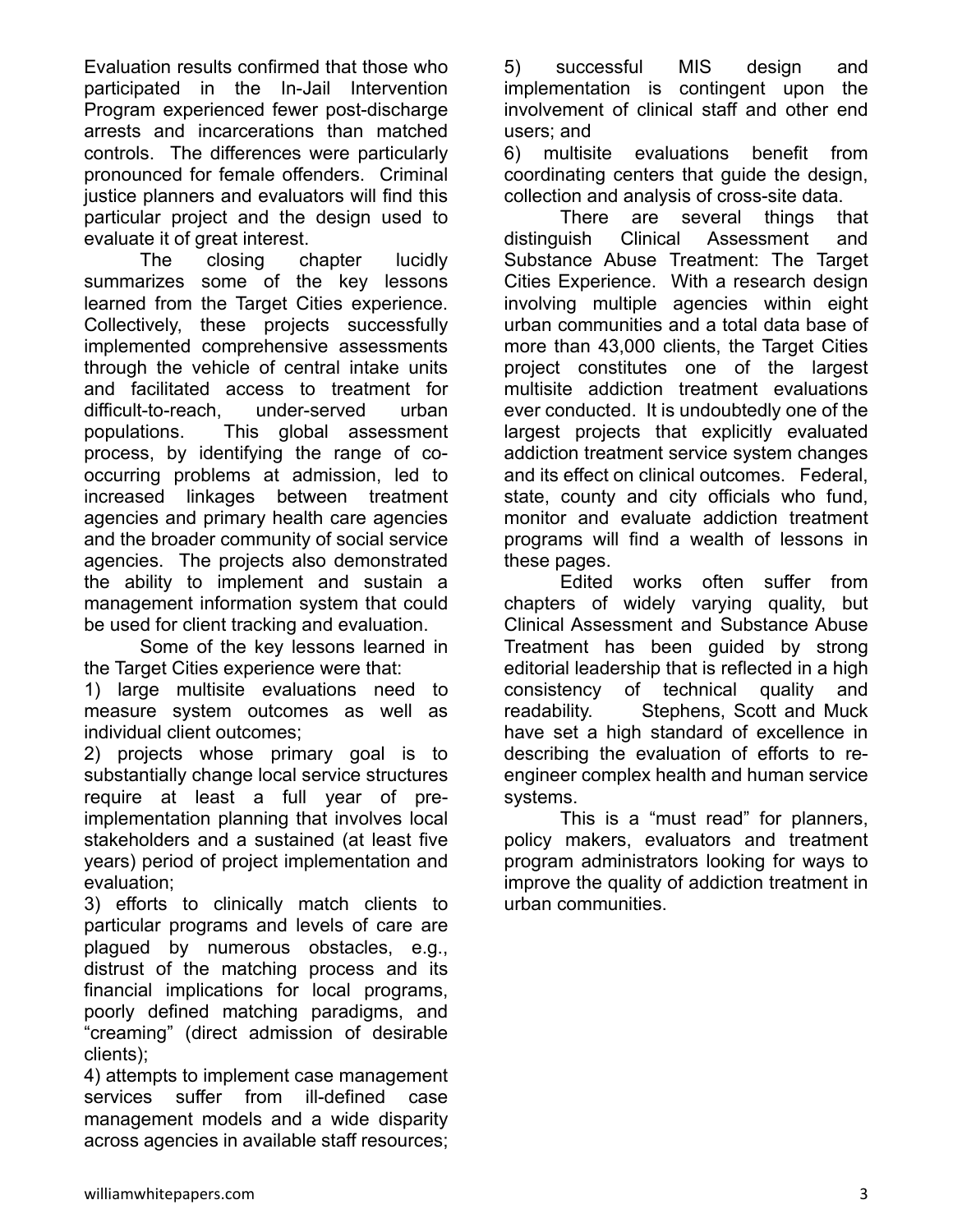Evaluation results confirmed that those who participated in the In-Jail Intervention Program experienced fewer post-discharge arrests and incarcerations than matched controls. The differences were particularly pronounced for female offenders. Criminal justice planners and evaluators will find this particular project and the design used to evaluate it of great interest.

The closing chapter lucidly summarizes some of the key lessons learned from the Target Cities experience. Collectively, these projects successfully implemented comprehensive assessments through the vehicle of central intake units and facilitated access to treatment for difficult-to-reach, under-served urban populations. This global assessment process, by identifying the range of co-occurring problems at admission, led to increased linkages between treatment agencies and primary health care agencies and the broader community of social service agencies. The projects also demonstrated the ability to implement and sustain a management information system that could be used for client tracking and evaluation.

Some of the key lessons learned in the Target Cities experience were that:

1) large multisite evaluations need to measure system outcomes as well as individual client outcomes;

2) projects whose primary goal is to substantially change local service structures require at least a full year of pre-implementation planning that involves local stakeholders and a sustained (at least five years) period of project implementation and evaluation;

3) efforts to clinically match clients to particular programs and levels of care are plagued by numerous obstacles, e.g., distrust of the matching process and its financial implications for local programs, poorly defined matching paradigms, and "creaming" (direct admission of desirable clients);

4) attempts to implement case management services suffer from ill-defined case management models and a wide disparity across agencies in available staff resources;

5) successful MIS design and implementation is contingent upon the involvement of clinical staff and other end users; and

6) multisite evaluations benefit from coordinating centers that guide the design, collection and analysis of cross-site data.

There are several things that distinguish Clinical Assessment and Substance Abuse Treatment: The Target Cities Experience. With a research design involving multiple agencies within eight urban communities and a total data base of more than 43,000 clients, the Target Cities project constitutes one of the largest multisite addiction treatment evaluations ever conducted. It is undoubtedly one of the largest projects that explicitly evaluated addiction treatment service system changes and its effect on clinical outcomes. Federal, state, county and city officials who fund, monitor and evaluate addiction treatment programs will find a wealth of lessons in these pages.

Edited works often suffer from chapters of widely varying quality, but Clinical Assessment and Substance Abuse Treatment has been guided by strong editorial leadership that is reflected in a high consistency of technical quality and readability. Stephens, Scott and Muck have set a high standard of excellence in describing the evaluation of efforts to re-engineer complex health and human service systems.

This is a "must read" for planners, policy makers, evaluators and treatment program administrators looking for ways to improve the quality of addiction treatment in urban communities.